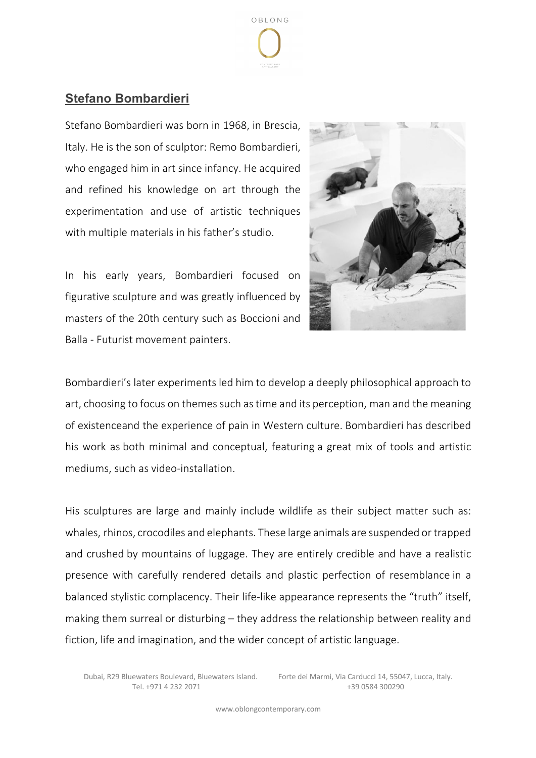## Stefano Bombardieri

Stefano Bombardieri was born in 1968, in Brescia, Italy. He is the son of sculptor: Remo Bombardieri, who engaged him in art since infancy. He acquired and refined his knowledge on art through the experimentation and use of artistic techniques with multiple materials in his father's studio.

In his early years, Bombardieri focused on figurative sculpture and was greatly influenced by masters of the 20th century such as Boccioni and Balla - Futurist movement painters.

Bombardieri's later experiments led him to develop a deeply philosophical approach to art, choosing to focus on themes such as time and its perception, man and the meaning of existenceand the experience of pain in Western culture. Bombardieri has described his work as both minimal and conceptual, featuring a great mix of tools and artistic mediums, such as video-installation.

His sculptures are large and mainly include wildlife as their subject matter such as: whales, rhinos, crocodiles and elephants. These large animals are suspended or trapped and crushed by mountains of luggage. They are entirely credible and have a realistic presence with carefully rendered details and plastic perfection of resemblance in a balanced stylistic complacency. Their life-like appearance represents the "truth" itself, making them surreal or disturbing – they address the relationship between reality and fiction, life and imagination, and the wider concept of artistic language.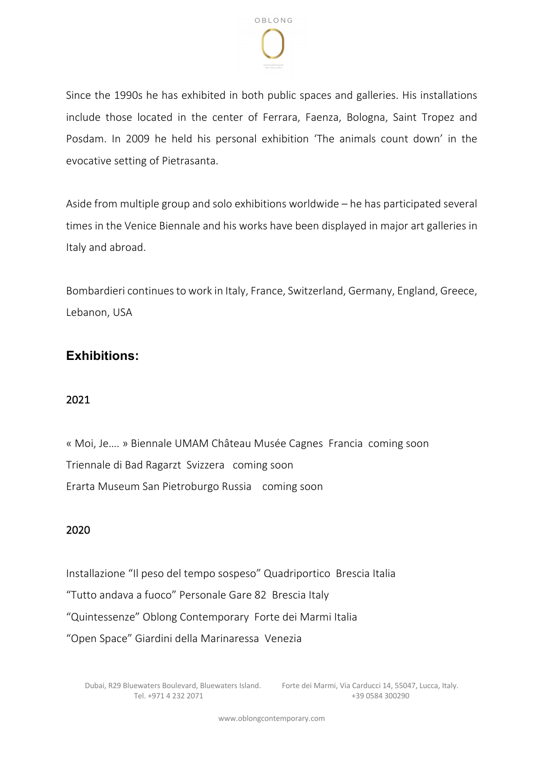Since the 1990s he has exhibited in both public spaces and galleries. His installations include those located in the center of Ferrara, Faenza, Bologna, Saint Tropez and Posdam. In 2009 he held his personal exhibition 'The animals count down' in the evocative setting of Pietrasanta.

Aside from multiple group and solo exhibitions worldwide – he has participated several times in the Venice Biennale and his works have been displayed in major art galleries in Italy and abroad.

Bombardieri continues to work in Italy, France, Switzerland, Germany, England, Greece, Lebanon, USA

## Exhibitions:

### 2021

« Moi, Je…. » Biennale UMAM Château Musée Cagnes Francia coming soon
Triennale di Bad Ragarzt Svizzera coming soon
Erarta Museum San Pietroburgo Russia coming soon

### 2020

Installazione "Il peso del tempo sospeso" Quadriportico Brescia Italia
"Tutto andava a fuoco" Personale Gare 82 Brescia Italy
"Quintessenze" Oblong Contemporary Forte dei Marmi Italia
"Open Space" Giardini della Marinaressa Venezia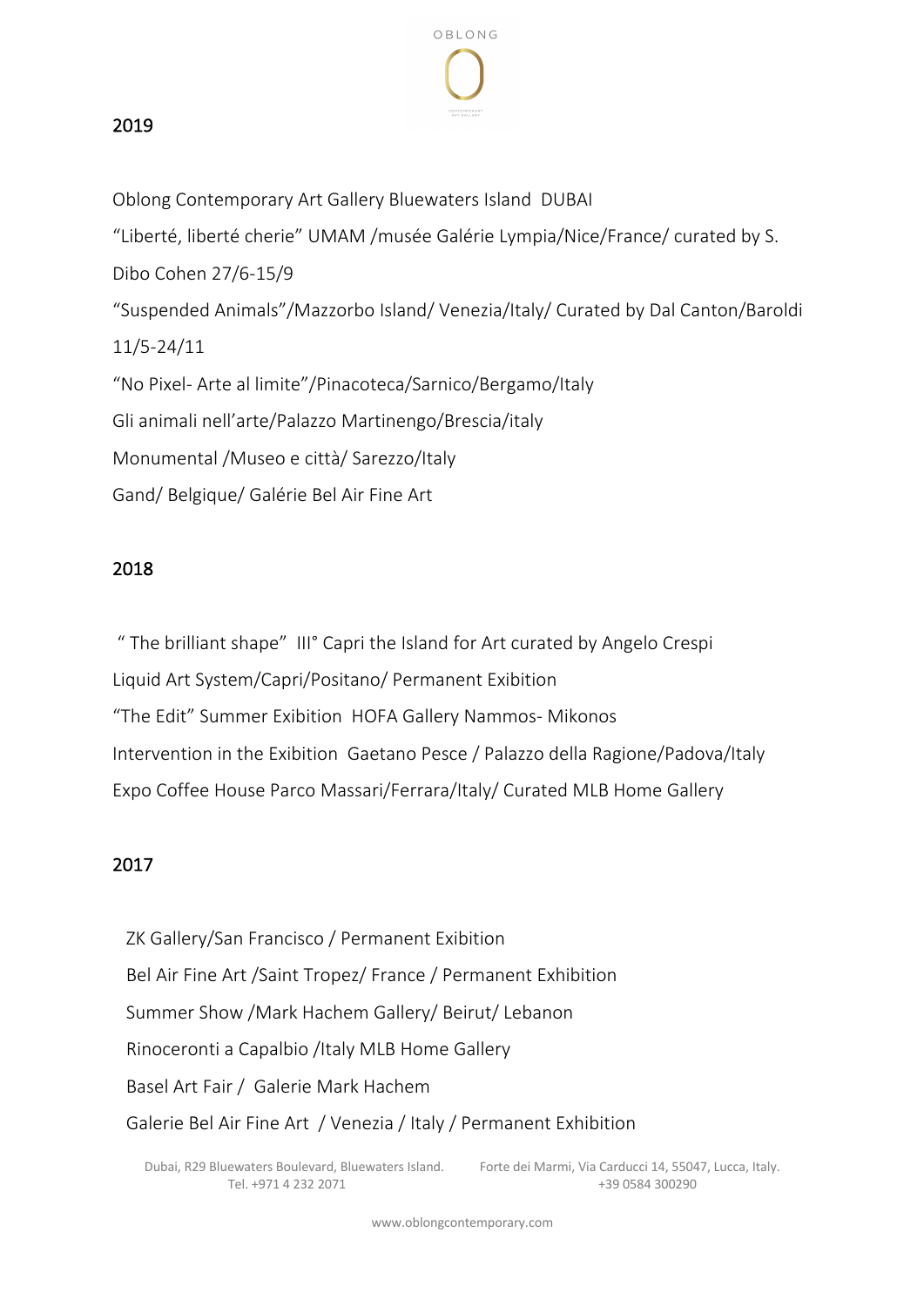## 2019

Oblong Contemporary Art Gallery Bluewaters Island DUBAI

“Liberté, liberté cherie” UMAM /musée Galérie Lympia/Nice/France/ curated by S. Dibo Cohen 27/6-15/9

“Suspended Animals”/Mazzorbo Island/ Venezia/Italy/ Curated by Dal Canton/Baroldi 11/5-24/11

“No Pixel- Arte al limite”/Pinacoteca/Sarnico/Bergamo/Italy

Gli animali nell’arte/Palazzo Martinengo/Brescia/italy

Monumental /Museo e città/ Sarezzo/Italy

Gand/ Belgique/ Galérie Bel Air Fine Art

## 2018

“ The brilliant shape” III° Capri the Island for Art curated by Angelo Crespi

Liquid Art System/Capri/Positano/ Permanent Exibition

“The Edit” Summer Exibition HOFA Gallery Nammos- Mikonos

Intervention in the Exibition Gaetano Pesce / Palazzo della Ragione/Padova/Italy

Expo Coffee House Parco Massari/Ferrara/Italy/ Curated MLB Home Gallery

## 2017

ZK Gallery/San Francisco / Permanent Exibition

Bel Air Fine Art /Saint Tropez/ France / Permanent Exhibition

Summer Show /Mark Hachem Gallery/ Beirut/ Lebanon

Rinoceronti a Capalbio /Italy MLB Home Gallery

Basel Art Fair / Galerie Mark Hachem

Galerie Bel Air Fine Art / Venezia / Italy / Permanent Exhibition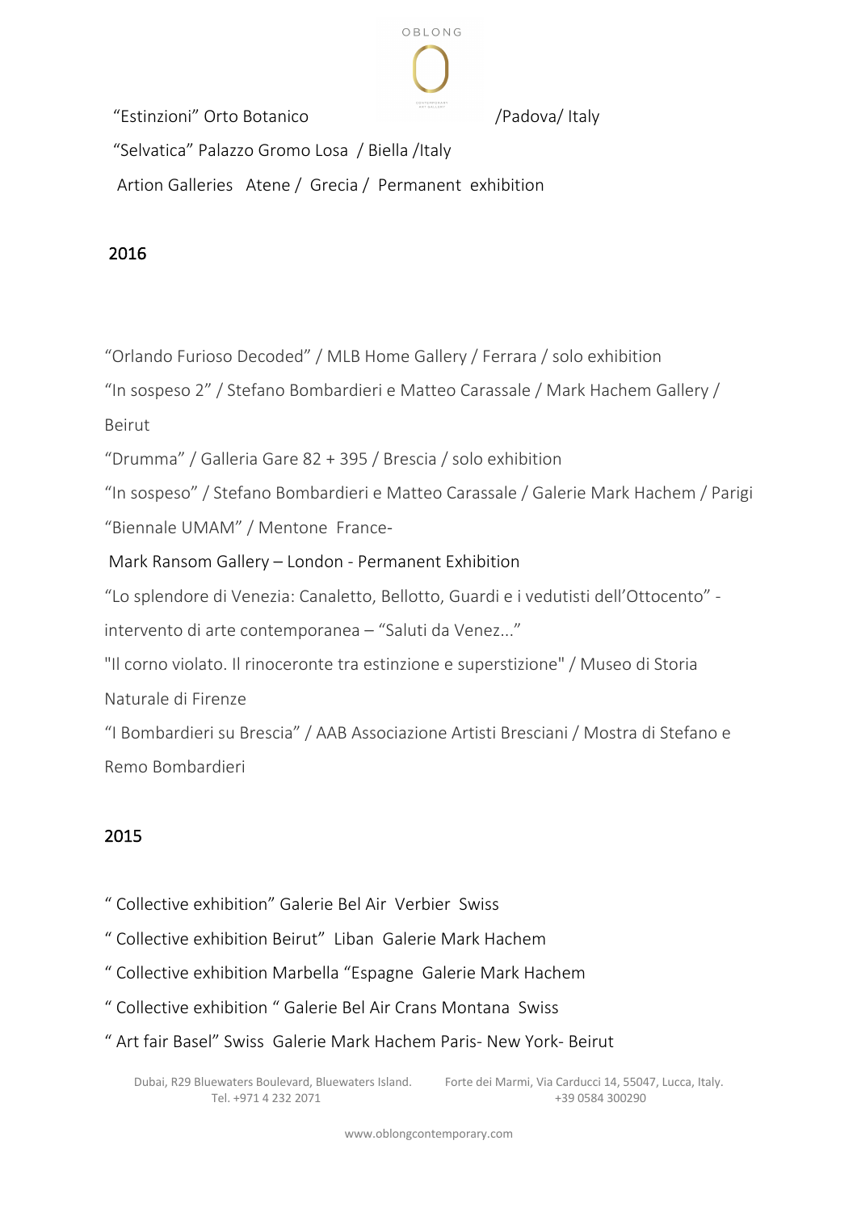“Estinzioni” Orto Botanico /Padova/ Italy

“Selvatica” Palazzo Gromo Losa / Biella /Italy

Artion Galleries Atene / Grecia / Permanent exhibition

## 2016

“Orlando Furioso Decoded” / MLB Home Gallery / Ferrara / solo exhibition

“In sospeso 2” / Stefano Bombardieri e Matteo Carassale / Mark Hachem Gallery / Beirut

“Drumma” / Galleria Gare 82 + 395 / Brescia / solo exhibition

“In sospeso” / Stefano Bombardieri e Matteo Carassale / Galerie Mark Hachem / Parigi

“Biennale UMAM” / Mentone France-

Mark Ransom Gallery – London - Permanent Exhibition

“Lo splendore di Venezia: Canaletto, Bellotto, Guardi e i vedutisti dell’Ottocento” - intervento di arte contemporanea – “Saluti da Venez...”

"Il corno violato. Il rinoceronte tra estinzione e superstizione" / Museo di Storia Naturale di Firenze

“I Bombardieri su Brescia” / AAB Associazione Artisti Bresciani / Mostra di Stefano e Remo Bombardieri

## 2015

“ Collective exhibition” Galerie Bel Air Verbier Swiss

“ Collective exhibition Beirut” Liban Galerie Mark Hachem

“ Collective exhibition Marbella “Espagne Galerie Mark Hachem

“ Collective exhibition “ Galerie Bel Air Crans Montana Swiss

“ Art fair Basel” Swiss Galerie Mark Hachem Paris- New York- Beirut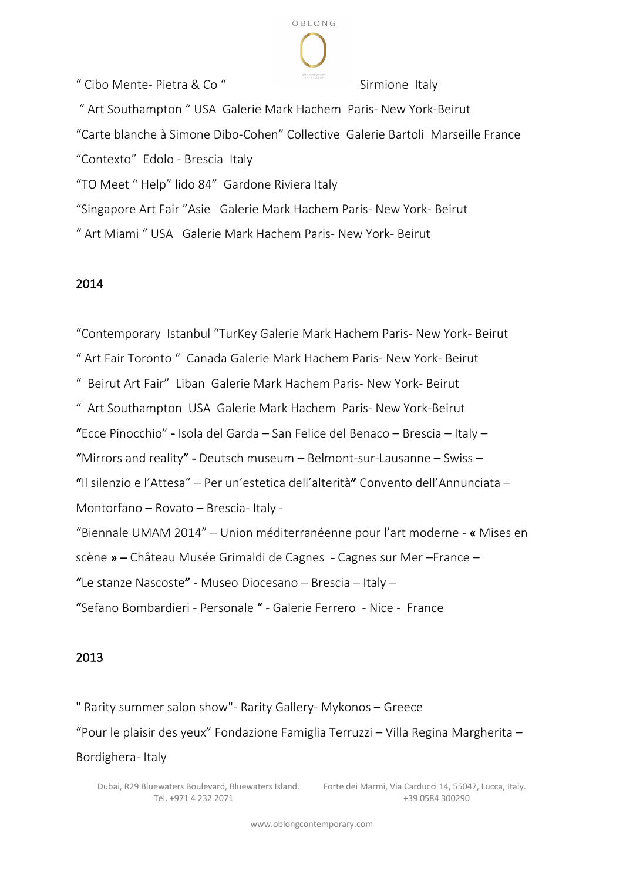" Cibo Mente- Pietra & Co " Sirmione Italy

" Art Southampton " USA Galerie Mark Hachem Paris- New York-Beirut

"Carte blanche à Simone Dibo-Cohen" Collective Galerie Bartoli Marseille France

"Contexto" Edolo - Brescia Italy

"TO Meet " Help" lido 84" Gardone Riviera Italy

"Singapore Art Fair "Asie Galerie Mark Hachem Paris- New York- Beirut

" Art Miami " USA Galerie Mark Hachem Paris- New York- Beirut

## 2014

"Contemporary Istanbul "TurKey Galerie Mark Hachem Paris- New York- Beirut

" Art Fair Toronto " Canada Galerie Mark Hachem Paris- New York- Beirut

" Beirut Art Fair" Liban Galerie Mark Hachem Paris- New York- Beirut

" Art Southampton USA Galerie Mark Hachem Paris- New York-Beirut

**"**Ecce Pinocchio" **-** Isola del Garda – San Felice del Benaco – Brescia – Italy –

**"**Mirrors and reality**" -** Deutsch museum – Belmont-sur-Lausanne – Swiss –

**"**Il silenzio e l'Attesa" – Per un'estetica dell'alterità**"** Convento dell'Annunciata – Montorfano – Rovato – Brescia- Italy -

"Biennale UMAM 2014" – Union méditerranéenne pour l'art moderne - **«** Mises en scène **» –** Château Musée Grimaldi de Cagnes **-** Cagnes sur Mer –France –

**"**Le stanze Nascoste**"** - Museo Diocesano – Brescia – Italy –

**"**Sefano Bombardieri - Personale **"** - Galerie Ferrero - Nice - France

## 2013

" Rarity summer salon show"- Rarity Gallery- Mykonos – Greece

"Pour le plaisir des yeux" Fondazione Famiglia Terruzzi – Villa Regina Margherita – Bordighera- Italy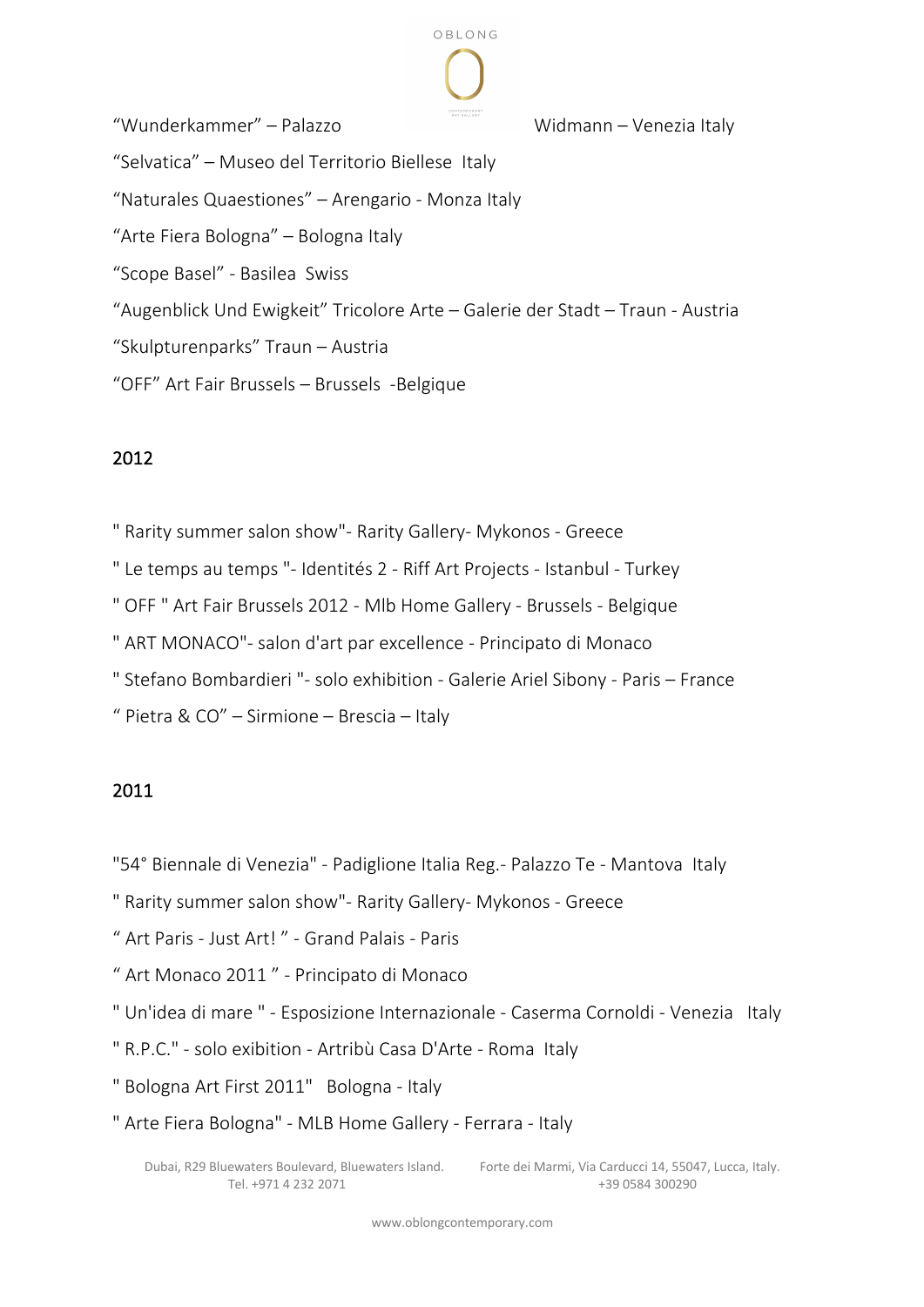“Wunderkammer” – Palazzo Widmann – Venezia Italy

“Selvatica” – Museo del Territorio Biellese Italy

“Naturales Quaestiones” – Arengario - Monza Italy

“Arte Fiera Bologna” – Bologna Italy

“Scope Basel” - Basilea Swiss

“Augenblick Und Ewigkeit” Tricolore Arte – Galerie der Stadt – Traun - Austria

“Skulpturenparks” Traun – Austria

“OFF” Art Fair Brussels – Brussels -Belgique

## 2012

" Rarity summer salon show"- Rarity Gallery- Mykonos - Greece

" Le temps au temps "- Identités 2 - Riff Art Projects - Istanbul - Turkey

" OFF " Art Fair Brussels 2012 - Mlb Home Gallery - Brussels - Belgique

" ART MONACO"- salon d'art par excellence - Principato di Monaco

" Stefano Bombardieri "- solo exhibition - Galerie Ariel Sibony - Paris – France

“ Pietra & CO” – Sirmione – Brescia – Italy

## 2011

"54° Biennale di Venezia" - Padiglione Italia Reg.- Palazzo Te - Mantova Italy

" Rarity summer salon show"- Rarity Gallery- Mykonos - Greece

“ Art Paris - Just Art! ” - Grand Palais - Paris

“ Art Monaco 2011 ” - Principato di Monaco

" Un'idea di mare " - Esposizione Internazionale - Caserma Cornoldi - Venezia Italy

" R.P.C." - solo exibition - Artribù Casa D'Arte - Roma Italy

" Bologna Art First 2011" Bologna - Italy

" Arte Fiera Bologna" - MLB Home Gallery - Ferrara - Italy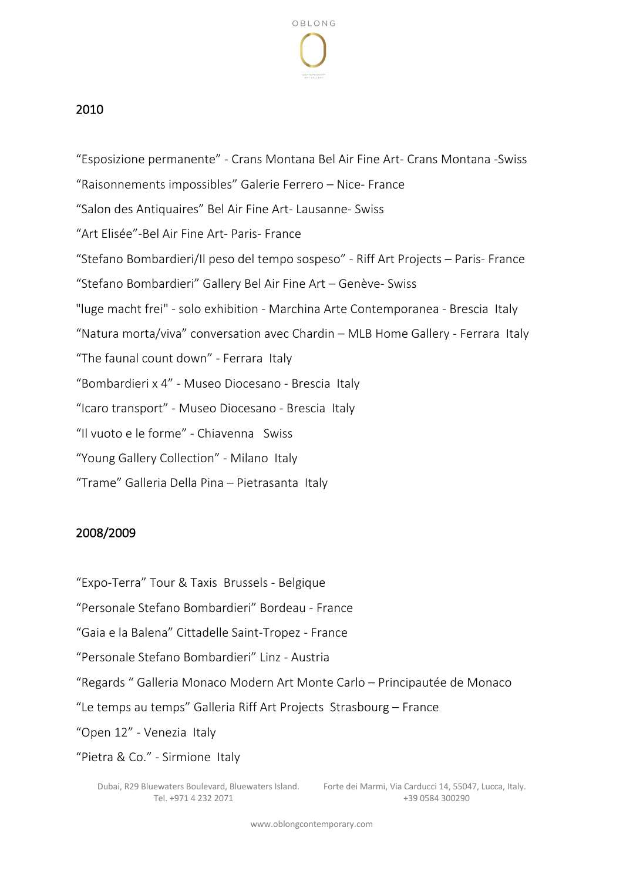## 2010

"Esposizione permanente" - Crans Montana Bel Air Fine Art- Crans Montana -Swiss

"Raisonnements impossibles" Galerie Ferrero – Nice- France

"Salon des Antiquaires" Bel Air Fine Art- Lausanne- Swiss

"Art Elisée"-Bel Air Fine Art- Paris- France

"Stefano Bombardieri/Il peso del tempo sospeso" - Riff Art Projects – Paris- France

"Stefano Bombardieri" Gallery Bel Air Fine Art – Genève- Swiss

"luge macht frei" - solo exhibition - Marchina Arte Contemporanea - Brescia Italy

"Natura morta/viva" conversation avec Chardin – MLB Home Gallery - Ferrara Italy

"The faunal count down" - Ferrara Italy

"Bombardieri x 4" - Museo Diocesano - Brescia Italy

"Icaro transport" - Museo Diocesano - Brescia Italy

"Il vuoto e le forme" - Chiavenna Swiss

"Young Gallery Collection" - Milano Italy

"Trame" Galleria Della Pina – Pietrasanta Italy

## 2008/2009

"Expo-Terra" Tour & Taxis Brussels - Belgique

"Personale Stefano Bombardieri" Bordeau - France

"Gaia e la Balena" Cittadelle Saint-Tropez - France

"Personale Stefano Bombardieri" Linz - Austria

"Regards " Galleria Monaco Modern Art Monte Carlo – Principautée de Monaco

"Le temps au temps" Galleria Riff Art Projects Strasbourg – France

"Open 12" - Venezia Italy

"Pietra & Co." - Sirmione Italy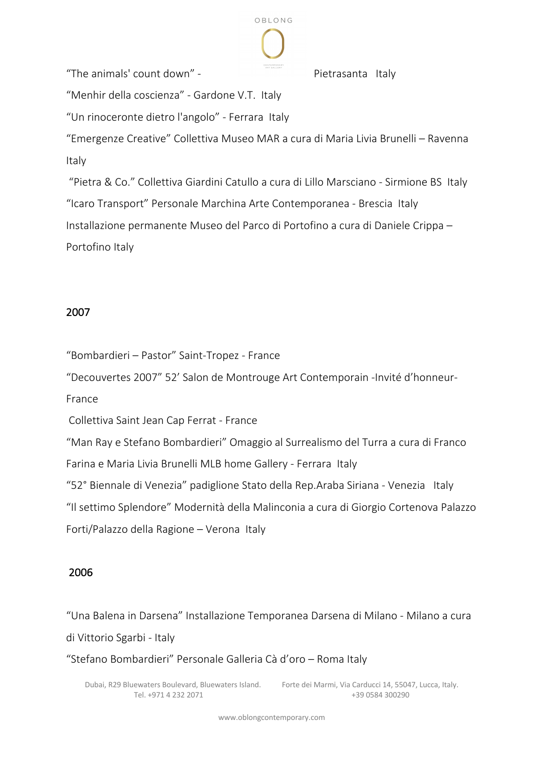"The animals' count down" - Pietrasanta Italy

"Menhir della coscienza" - Gardone V.T. Italy

"Un rinoceronte dietro l'angolo" - Ferrara Italy

"Emergenze Creative" Collettiva Museo MAR a cura di Maria Livia Brunelli – Ravenna Italy

"Pietra & Co." Collettiva Giardini Catullo a cura di Lillo Marsciano - Sirmione BS Italy

"Icaro Transport" Personale Marchina Arte Contemporanea - Brescia Italy

Installazione permanente Museo del Parco di Portofino a cura di Daniele Crippa – Portofino Italy

## 2007

"Bombardieri – Pastor" Saint-Tropez - France

"Decouvertes 2007" 52' Salon de Montrouge Art Contemporain -Invité d'honneur- France

Collettiva Saint Jean Cap Ferrat - France

"Man Ray e Stefano Bombardieri" Omaggio al Surrealismo del Turra a cura di Franco Farina e Maria Livia Brunelli MLB home Gallery - Ferrara Italy

"52° Biennale di Venezia" padiglione Stato della Rep.Araba Siriana - Venezia Italy

"Il settimo Splendore" Modernità della Malinconia a cura di Giorgio Cortenova Palazzo Forti/Palazzo della Ragione – Verona Italy

## 2006

"Una Balena in Darsena" Installazione Temporanea Darsena di Milano - Milano a cura di Vittorio Sgarbi - Italy

"Stefano Bombardieri" Personale Galleria Cà d'oro – Roma Italy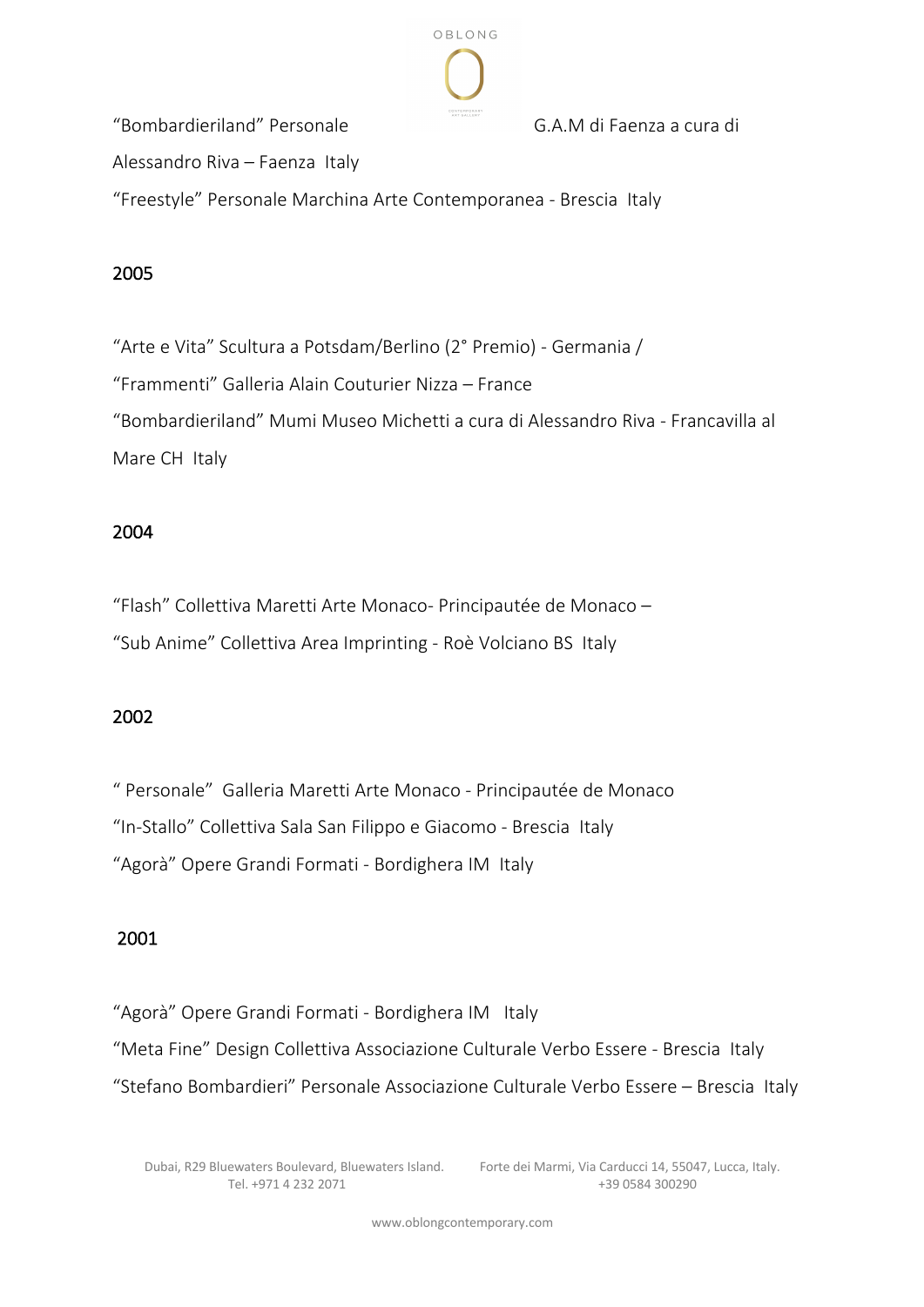"Bombardieriland" Personale G.A.M di Faenza a cura di Alessandro Riva – Faenza Italy

"Freestyle" Personale Marchina Arte Contemporanea - Brescia Italy

## 2005

"Arte e Vita" Scultura a Potsdam/Berlino (2° Premio) - Germania /

"Frammenti" Galleria Alain Couturier Nizza – France

"Bombardieriland" Mumi Museo Michetti a cura di Alessandro Riva - Francavilla al Mare CH Italy

## 2004

"Flash" Collettiva Maretti Arte Monaco- Principautée de Monaco –

"Sub Anime" Collettiva Area Imprinting - Roè Volciano BS Italy

## 2002

" Personale" Galleria Maretti Arte Monaco - Principautée de Monaco

"In-Stallo" Collettiva Sala San Filippo e Giacomo - Brescia Italy

"Agorà" Opere Grandi Formati - Bordighera IM Italy

## 2001

"Agorà" Opere Grandi Formati - Bordighera IM Italy

"Meta Fine" Design Collettiva Associazione Culturale Verbo Essere - Brescia Italy

"Stefano Bombardieri" Personale Associazione Culturale Verbo Essere – Brescia Italy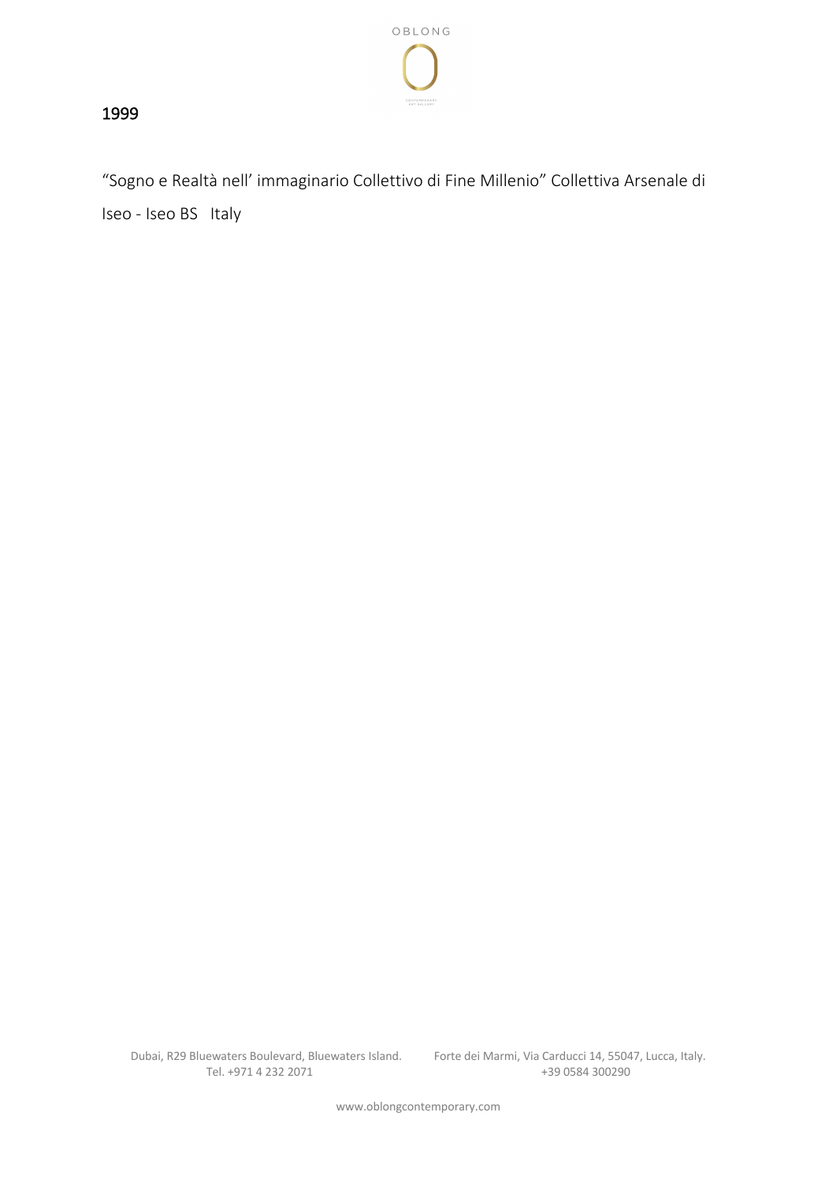1999

“Sogno e Realtà nell’ immaginario Collettivo di Fine Millenio” Collettiva Arsenale di Iseo - Iseo BS   Italy